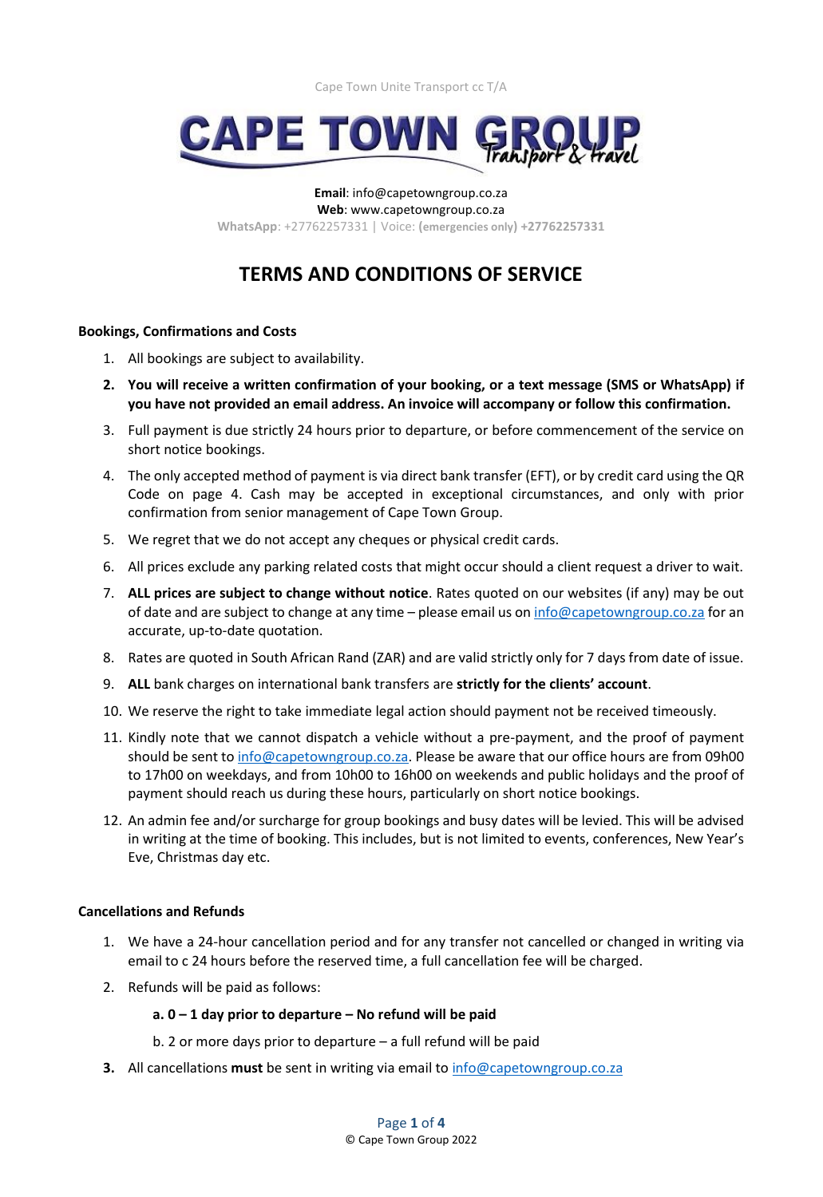Cape Town Unite Transport cc T/A

CAPE TOWN GROUP Transport & travel

**Email**: info@capetowngroup.co.za
**Web**: www.capetowngroup.co.za
**WhatsApp**: +27762257331 | Voice: **(emergencies only) +27762257331**

# TERMS AND CONDITIONS OF SERVICE

### Bookings, Confirmations and Costs

1. All bookings are subject to availability.
2. **You will receive a written confirmation of your booking, or a text message (SMS or WhatsApp) if you have not provided an email address. An invoice will accompany or follow this confirmation.**
3. Full payment is due strictly 24 hours prior to departure, or before commencement of the service on short notice bookings.
4. The only accepted method of payment is via direct bank transfer (EFT), or by credit card using the QR Code on page 4. Cash may be accepted in exceptional circumstances, and only with prior confirmation from senior management of Cape Town Group.
5. We regret that we do not accept any cheques or physical credit cards.
6. All prices exclude any parking related costs that might occur should a client request a driver to wait.
7. **ALL prices are subject to change without notice**. Rates quoted on our websites (if any) may be out of date and are subject to change at any time – please email us on info@capetowngroup.co.za for an accurate, up-to-date quotation.
8. Rates are quoted in South African Rand (ZAR) and are valid strictly only for 7 days from date of issue.
9. **ALL** bank charges on international bank transfers are **strictly for the clients' account**.
10. We reserve the right to take immediate legal action should payment not be received timeously.
11. Kindly note that we cannot dispatch a vehicle without a pre-payment, and the proof of payment should be sent to info@capetowngroup.co.za. Please be aware that our office hours are from 09h00 to 17h00 on weekdays, and from 10h00 to 16h00 on weekends and public holidays and the proof of payment should reach us during these hours, particularly on short notice bookings.
12. An admin fee and/or surcharge for group bookings and busy dates will be levied. This will be advised in writing at the time of booking. This includes, but is not limited to events, conferences, New Year's Eve, Christmas day etc.

### Cancellations and Refunds

1. We have a 24-hour cancellation period and for any transfer not cancelled or changed in writing via email to c 24 hours before the reserved time, a full cancellation fee will be charged.
2. Refunds will be paid as follows:
   **a. 0 – 1 day prior to departure – No refund will be paid**
   b. 2 or more days prior to departure – a full refund will be paid
3. All cancellations **must** be sent in writing via email to info@capetowngroup.co.za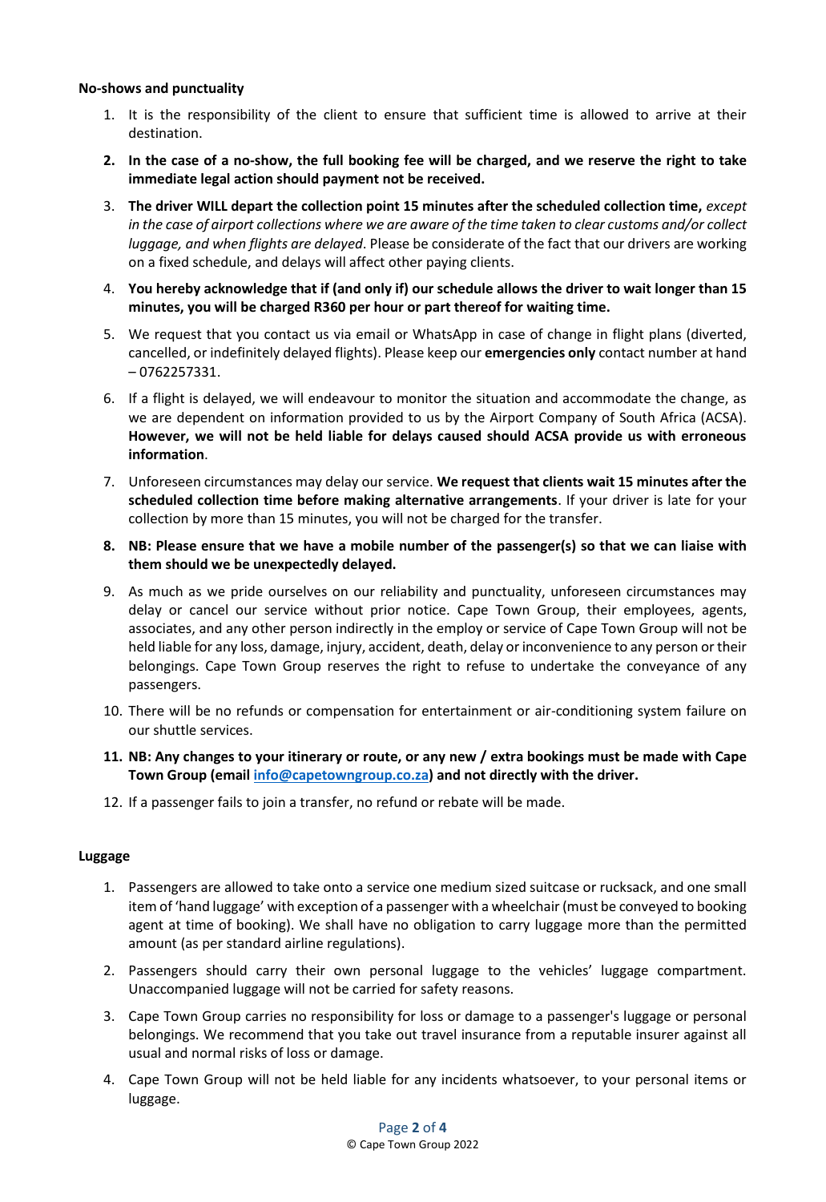**No-shows and punctuality**

1. It is the responsibility of the client to ensure that sufficient time is allowed to arrive at their destination.
2. **In the case of a no-show, the full booking fee will be charged, and we reserve the right to take immediate legal action should payment not be received.**
3. **The driver WILL depart the collection point 15 minutes after the scheduled collection time,** *except in the case of airport collections where we are aware of the time taken to clear customs and/or collect luggage, and when flights are delayed*. Please be considerate of the fact that our drivers are working on a fixed schedule, and delays will affect other paying clients.
4. **You hereby acknowledge that if (and only if) our schedule allows the driver to wait longer than 15 minutes, you will be charged R360 per hour or part thereof for waiting time.**
5. We request that you contact us via email or WhatsApp in case of change in flight plans (diverted, cancelled, or indefinitely delayed flights). Please keep our **emergencies only** contact number at hand – 0762257331.
6. If a flight is delayed, we will endeavour to monitor the situation and accommodate the change, as we are dependent on information provided to us by the Airport Company of South Africa (ACSA). **However, we will not be held liable for delays caused should ACSA provide us with erroneous information**.
7. Unforeseen circumstances may delay our service. **We request that clients wait 15 minutes after the scheduled collection time before making alternative arrangements**. If your driver is late for your collection by more than 15 minutes, you will not be charged for the transfer.
8. **NB: Please ensure that we have a mobile number of the passenger(s) so that we can liaise with them should we be unexpectedly delayed.**
9. As much as we pride ourselves on our reliability and punctuality, unforeseen circumstances may delay or cancel our service without prior notice. Cape Town Group, their employees, agents, associates, and any other person indirectly in the employ or service of Cape Town Group will not be held liable for any loss, damage, injury, accident, death, delay or inconvenience to any person or their belongings. Cape Town Group reserves the right to refuse to undertake the conveyance of any passengers.
10. There will be no refunds or compensation for entertainment or air-conditioning system failure on our shuttle services.
11. **NB: Any changes to your itinerary or route, or any new / extra bookings must be made with Cape Town Group (email [info@capetowngroup.co.za](mailto:info@capetowngroup.co.za)) and not directly with the driver.**
12. If a passenger fails to join a transfer, no refund or rebate will be made.

**Luggage**

1. Passengers are allowed to take onto a service one medium sized suitcase or rucksack, and one small item of 'hand luggage' with exception of a passenger with a wheelchair (must be conveyed to booking agent at time of booking). We shall have no obligation to carry luggage more than the permitted amount (as per standard airline regulations).
2. Passengers should carry their own personal luggage to the vehicles' luggage compartment. Unaccompanied luggage will not be carried for safety reasons.
3. Cape Town Group carries no responsibility for loss or damage to a passenger's luggage or personal belongings. We recommend that you take out travel insurance from a reputable insurer against all usual and normal risks of loss or damage.
4. Cape Town Group will not be held liable for any incidents whatsoever, to your personal items or luggage.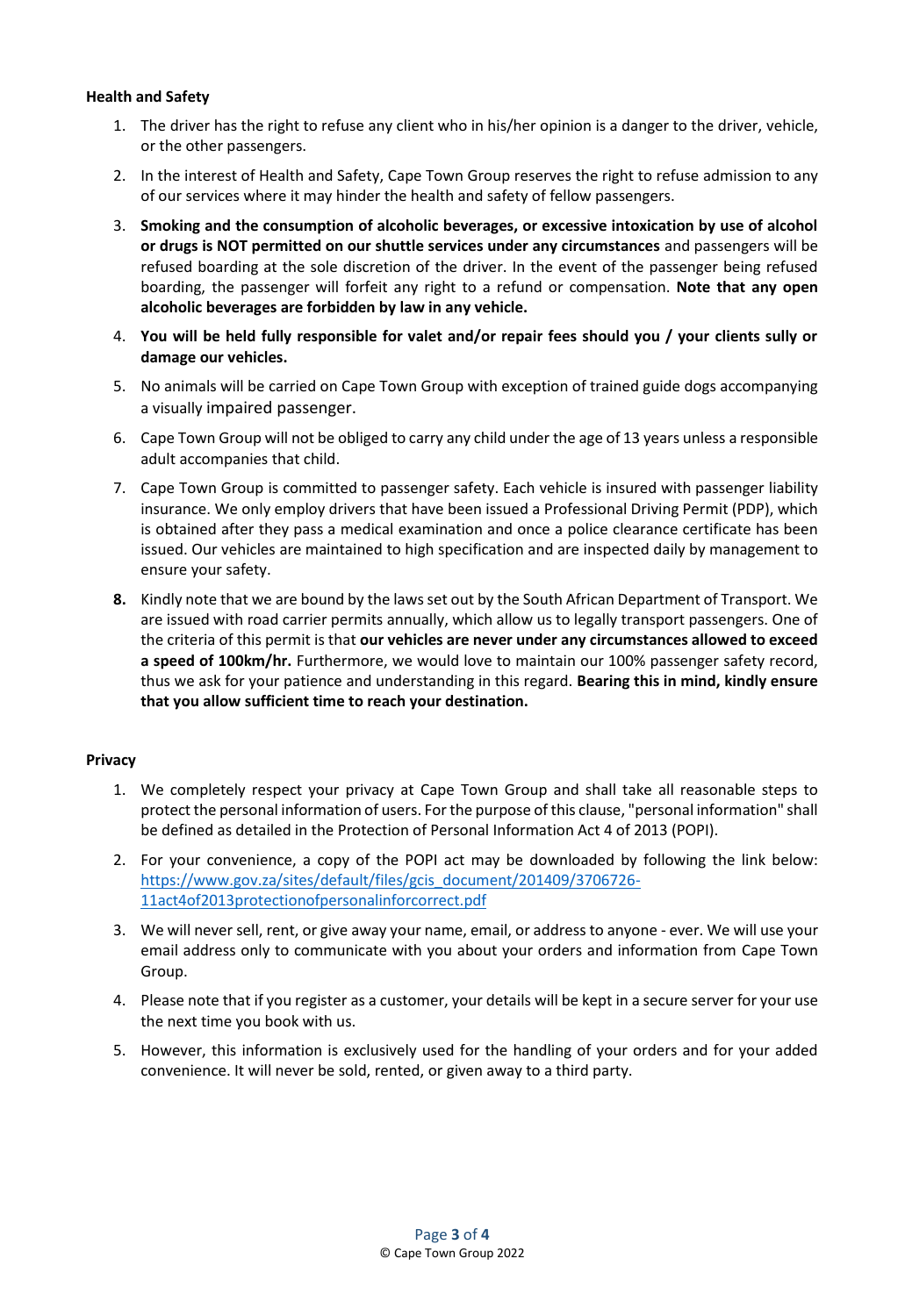**Health and Safety**

1. The driver has the right to refuse any client who in his/her opinion is a danger to the driver, vehicle, or the other passengers.
2. In the interest of Health and Safety, Cape Town Group reserves the right to refuse admission to any of our services where it may hinder the health and safety of fellow passengers.
3. **Smoking and the consumption of alcoholic beverages, or excessive intoxication by use of alcohol or drugs is NOT permitted on our shuttle services under any circumstances** and passengers will be refused boarding at the sole discretion of the driver. In the event of the passenger being refused boarding, the passenger will forfeit any right to a refund or compensation. **Note that any open alcoholic beverages are forbidden by law in any vehicle.**
4. **You will be held fully responsible for valet and/or repair fees should you / your clients sully or damage our vehicles.**
5. No animals will be carried on Cape Town Group with exception of trained guide dogs accompanying a visually impaired passenger.
6. Cape Town Group will not be obliged to carry any child under the age of 13 years unless a responsible adult accompanies that child.
7. Cape Town Group is committed to passenger safety. Each vehicle is insured with passenger liability insurance. We only employ drivers that have been issued a Professional Driving Permit (PDP), which is obtained after they pass a medical examination and once a police clearance certificate has been issued. Our vehicles are maintained to high specification and are inspected daily by management to ensure your safety.
8. Kindly note that we are bound by the laws set out by the South African Department of Transport. We are issued with road carrier permits annually, which allow us to legally transport passengers. One of the criteria of this permit is that **our vehicles are never under any circumstances allowed to exceed a speed of 100km/hr.** Furthermore, we would love to maintain our 100% passenger safety record, thus we ask for your patience and understanding in this regard. **Bearing this in mind, kindly ensure that you allow sufficient time to reach your destination.**

**Privacy**

1. We completely respect your privacy at Cape Town Group and shall take all reasonable steps to protect the personal information of users. For the purpose of this clause, "personal information" shall be defined as detailed in the Protection of Personal Information Act 4 of 2013 (POPI).
2. For your convenience, a copy of the POPI act may be downloaded by following the link below: https://www.gov.za/sites/default/files/gcis_document/201409/3706726-11act4of2013protectionofpersonalinforcorrect.pdf
3. We will never sell, rent, or give away your name, email, or address to anyone - ever. We will use your email address only to communicate with you about your orders and information from Cape Town Group.
4. Please note that if you register as a customer, your details will be kept in a secure server for your use the next time you book with us.
5. However, this information is exclusively used for the handling of your orders and for your added convenience. It will never be sold, rented, or given away to a third party.

© Cape Town Group 2022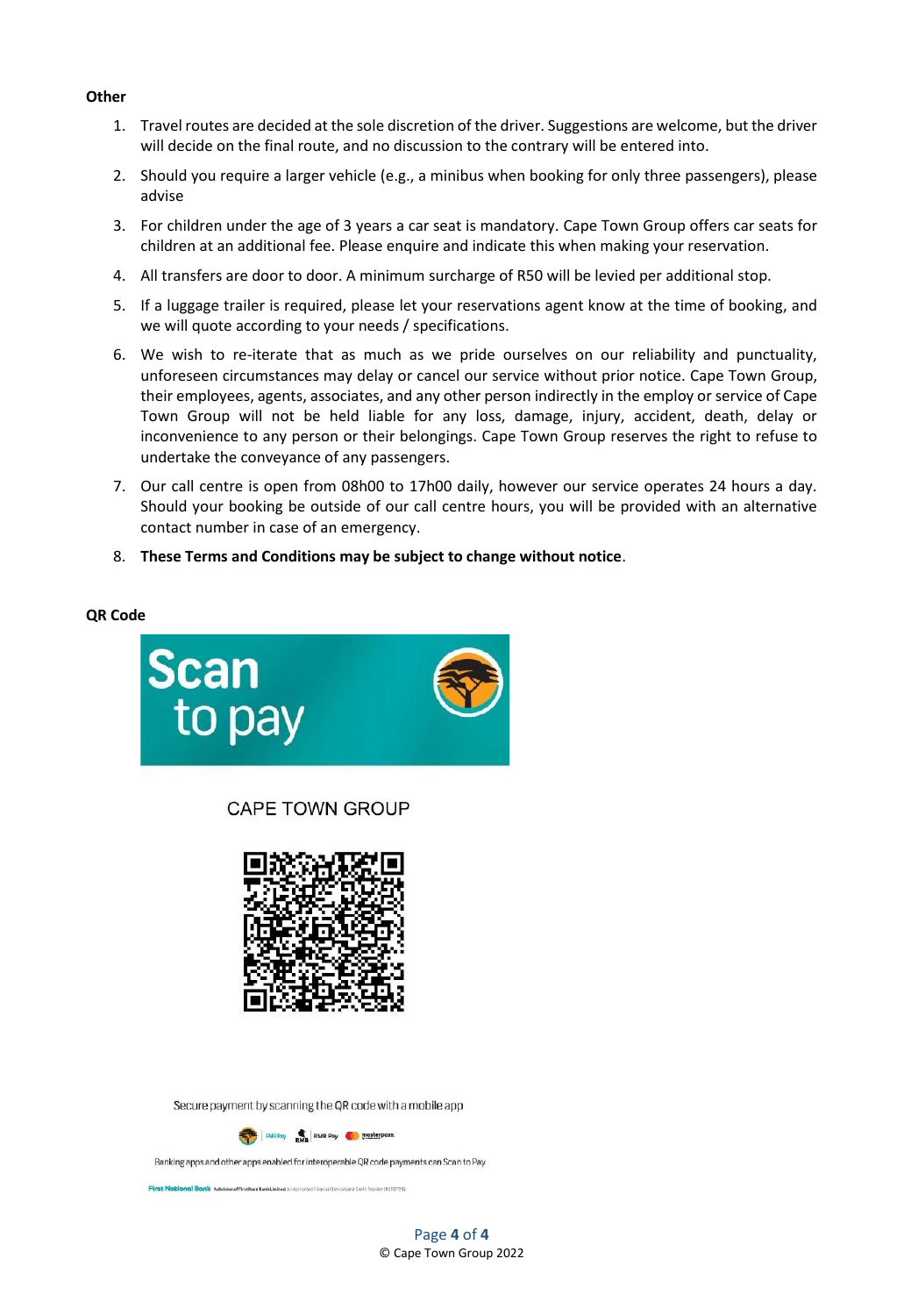**Other**

1. Travel routes are decided at the sole discretion of the driver. Suggestions are welcome, but the driver will decide on the final route, and no discussion to the contrary will be entered into.
2. Should you require a larger vehicle (e.g., a minibus when booking for only three passengers), please advise
3. For children under the age of 3 years a car seat is mandatory. Cape Town Group offers car seats for children at an additional fee. Please enquire and indicate this when making your reservation.
4. All transfers are door to door. A minimum surcharge of R50 will be levied per additional stop.
5. If a luggage trailer is required, please let your reservations agent know at the time of booking, and we will quote according to your needs / specifications.
6. We wish to re-iterate that as much as we pride ourselves on our reliability and punctuality, unforeseen circumstances may delay or cancel our service without prior notice. Cape Town Group, their employees, agents, associates, and any other person indirectly in the employ or service of Cape Town Group will not be held liable for any loss, damage, injury, accident, death, delay or inconvenience to any person or their belongings. Cape Town Group reserves the right to refuse to undertake the conveyance of any passengers.
7. Our call centre is open from 08h00 to 17h00 daily, however our service operates 24 hours a day. Should your booking be outside of our call centre hours, you will be provided with an alternative contact number in case of an emergency.
8. **These Terms and Conditions may be subject to change without notice**.

**QR Code**

Scan to pay

CAPE TOWN GROUP

Secure payment by scanning the QR code with a mobile app

FNB Pay | RMB Pay | masterpass

Banking apps and other apps enabled for interoperable QR code payments can Scan to Pay

First National Bank A division of FirstRand Bank Limited. An Authorised Financial Services and Credit Provider (NCRCP20).

© Cape Town Group 2022